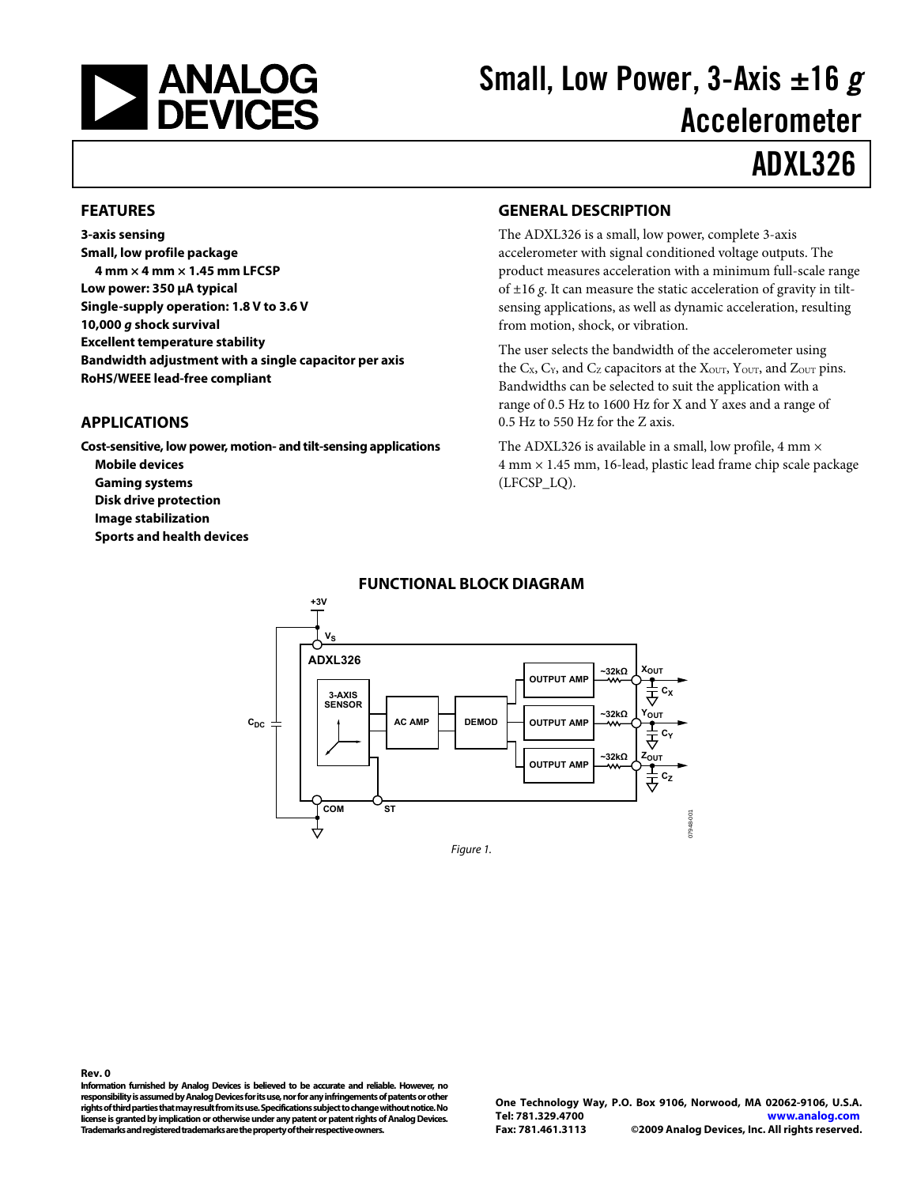# Small, Low Power, 3-Axis ±16 *g* Accelerometer

# ADXL326

## FEATURES

**3-axis sensing**
**Small, low profile package**
  **4 mm × 4 mm × 1.45 mm LFCSP**
**Low power: 350 μA typical**
**Single-supply operation: 1.8 V to 3.6 V**
**10,000 *g* shock survival**
**Excellent temperature stability**
**Bandwidth adjustment with a single capacitor per axis**
**RoHS/WEEE lead-free compliant**

## APPLICATIONS

**Cost-sensitive, low power, motion- and tilt-sensing applications**
  **Mobile devices**
  **Gaming systems**
  **Disk drive protection**
  **Image stabilization**
  **Sports and health devices**

## GENERAL DESCRIPTION

The ADXL326 is a small, low power, complete 3-axis accelerometer with signal conditioned voltage outputs. The product measures acceleration with a minimum full-scale range of ±16 *g*. It can measure the static acceleration of gravity in tilt-sensing applications, as well as dynamic acceleration, resulting from motion, shock, or vibration.

The user selects the bandwidth of the accelerometer using the $C_X$, $C_Y$, and $C_Z$ capacitors at the $X_{OUT}$, $Y_{OUT}$, and $Z_{OUT}$ pins. Bandwidths can be selected to suit the application with a range of 0.5 Hz to 1600 Hz for X and Y axes and a range of 0.5 Hz to 550 Hz for the Z axis.

The ADXL326 is available in a small, low profile, 4 mm × 4 mm × 1.45 mm, 16-lead, plastic lead frame chip scale package (LFCSP_LQ).

## FUNCTIONAL BLOCK DIAGRAM

Figure 1.

Rev. 0

**Information furnished by Analog Devices is believed to be accurate and reliable. However, no responsibility is assumed by Analog Devices for its use, nor for any infringements of patents or other rights of third parties that may result from its use. Specifications subject to change without notice. No license is granted by implication or otherwise under any patent or patent rights of Analog Devices. Trademarks and registered trademarks are the property of their respective owners.**

One Technology Way, P.O. Box 9106, Norwood, MA 02062-9106, U.S.A.
Tel: 781.329.4700 www.analog.com
Fax: 781.461.3113 ©2009 Analog Devices, Inc. All rights reserved.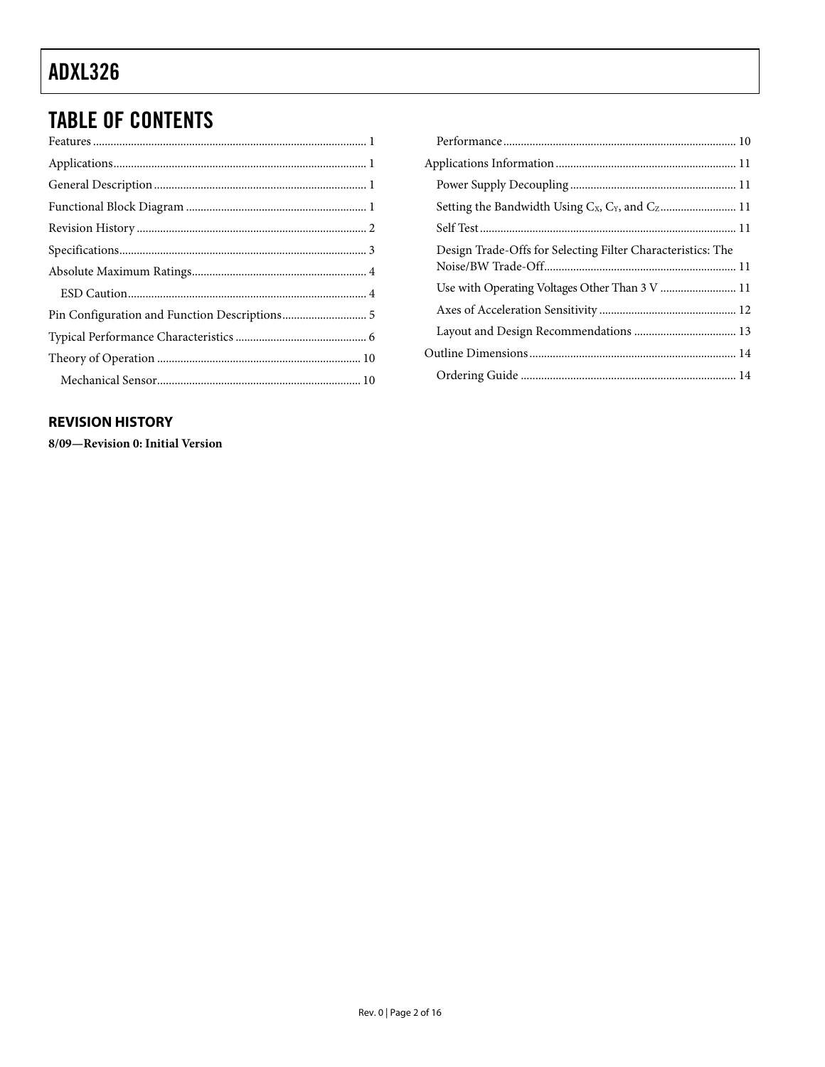## TABLE OF CONTENTS

Features ........................................................................................ 1
Applications ................................................................................. 1
General Description ..................................................................... 1
Functional Block Diagram .......................................................... 1
Revision History .......................................................................... 2
Specifications ................................................................................ 3
Absolute Maximum Ratings ........................................................ 4
  ESD Caution .............................................................................. 4
Pin Configuration and Function Descriptions ............................ 5
Typical Performance Characteristics ......................................... 6
Theory of Operation .................................................................. 10
  Mechanical Sensor .................................................................. 10
  Performance ............................................................................ 10
Applications Information .......................................................... 11
  Power Supply Decoupling ...................................................... 11
  Setting the Bandwidth Using $C_X$, $C_Y$, and $C_Z$ ........................ 11
  Self Test .................................................................................... 11
  Design Trade-Offs for Selecting Filter Characteristics: The Noise/BW Trade-Off ............................................................... 11
  Use with Operating Voltages Other Than 3 V ........................ 11
  Axes of Acceleration Sensitivity ............................................ 12
  Layout and Design Recommendations ................................. 13
Outline Dimensions ................................................................... 14
  Ordering Guide ....................................................................... 14

### REVISION HISTORY

**8/09—Revision 0: Initial Version**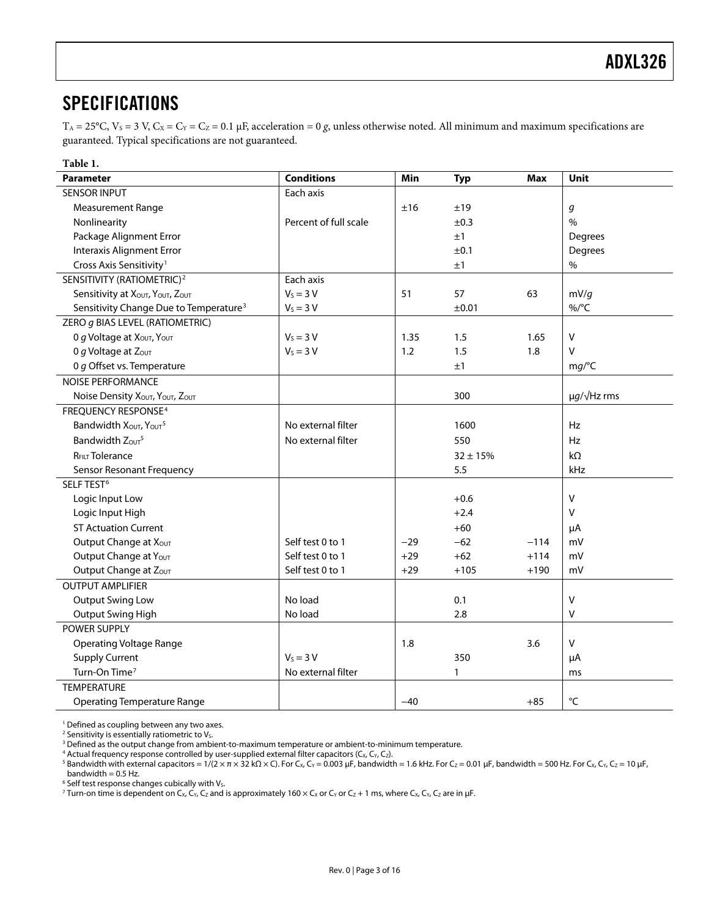## SPECIFICATIONS

$T_A$ = 25°C, $V_S$ = 3 V, $C_X$ = $C_Y$ = $C_Z$ = 0.1 μF, acceleration = 0 *g*, unless otherwise noted. All minimum and maximum specifications are guaranteed. Typical specifications are not guaranteed.

**Table 1.**

| Parameter | Conditions | Min | Typ | Max | Unit |
|---|---|---|---|---|---|
| SENSOR INPUT | Each axis | | | | |
| Measurement Range | | ±16 | ±19 | | *g* |
| Nonlinearity | Percent of full scale | | ±0.3 | | % |
| Package Alignment Error | | | ±1 | | Degrees |
| Interaxis Alignment Error | | | ±0.1 | | Degrees |
| Cross Axis Sensitivity[1] | | | ±1 | | % |
| SENSITIVITY (RATIOMETRIC)[2] | Each axis | | | | |
| Sensitivity at $X_{OUT}$, $Y_{OUT}$, $Z_{OUT}$ | $V_S$ = 3 V | 51 | 57 | 63 | mV/*g* |
| Sensitivity Change Due to Temperature[3] | $V_S$ = 3 V | | ±0.01 | | %/°C |
| ZERO *g* BIAS LEVEL (RATIOMETRIC) | | | | | |
| 0 *g* Voltage at $X_{OUT}$, $Y_{OUT}$ | $V_S$ = 3 V | 1.35 | 1.5 | 1.65 | V |
| 0 *g* Voltage at $Z_{OUT}$ | $V_S$ = 3 V | 1.2 | 1.5 | 1.8 | V |
| 0 *g* Offset vs. Temperature | | | ±1 | | m*g*/°C |
| NOISE PERFORMANCE | | | | | |
| Noise Density $X_{OUT}$, $Y_{OUT}$, $Z_{OUT}$ | | | 300 | | μ*g*/√Hz rms |
| FREQUENCY RESPONSE[4] | | | | | |
| Bandwidth $X_{OUT}$, $Y_{OUT}$[5] | No external filter | | 1600 | | Hz |
| Bandwidth $Z_{OUT}$[5] | No external filter | | 550 | | Hz |
| $R_{FILT}$ Tolerance | | | 32 ± 15% | | kΩ |
| Sensor Resonant Frequency | | | 5.5 | | kHz |
| SELF TEST[6] | | | | | |
| Logic Input Low | | | +0.6 | | V |
| Logic Input High | | | +2.4 | | V |
| ST Actuation Current | | | +60 | | μA |
| Output Change at $X_{OUT}$ | Self test 0 to 1 | −29 | −62 | −114 | mV |
| Output Change at $Y_{OUT}$ | Self test 0 to 1 | +29 | +62 | +114 | mV |
| Output Change at $Z_{OUT}$ | Self test 0 to 1 | +29 | +105 | +190 | mV |
| OUTPUT AMPLIFIER | | | | | |
| Output Swing Low | No load | | 0.1 | | V |
| Output Swing High | No load | | 2.8 | | V |
| POWER SUPPLY | | | | | |
| Operating Voltage Range | | 1.8 | | 3.6 | V |
| Supply Current | $V_S$ = 3 V | | 350 | | μA |
| Turn-On Time[7] | No external filter | | 1 | | ms |
| TEMPERATURE | | | | | |
| Operating Temperature Range | | −40 | | +85 | °C |

[1] Defined as coupling between any two axes.

[2] Sensitivity is essentially ratiometric to $V_S$.

[3] Defined as the output change from ambient-to-maximum temperature or ambient-to-minimum temperature.

[4] Actual frequency response controlled by user-supplied external filter capacitors ($C_X$, $C_Y$, $C_Z$).

[5] Bandwidth with external capacitors = 1/(2 × π × 32 kΩ × C). For $C_X$, $C_Y$ = 0.003 μF, bandwidth = 1.6 kHz. For $C_Z$ = 0.01 μF, bandwidth = 500 Hz. For $C_X$, $C_Y$, $C_Z$ = 10 μF, bandwidth = 0.5 Hz.

[6] Self test response changes cubically with $V_S$.

[7] Turn-on time is dependent on $C_X$, $C_Y$, $C_Z$ and is approximately 160 × $C_X$ or $C_Y$ or $C_Z$ + 1 ms, where $C_X$, $C_Y$, $C_Z$ are in μF.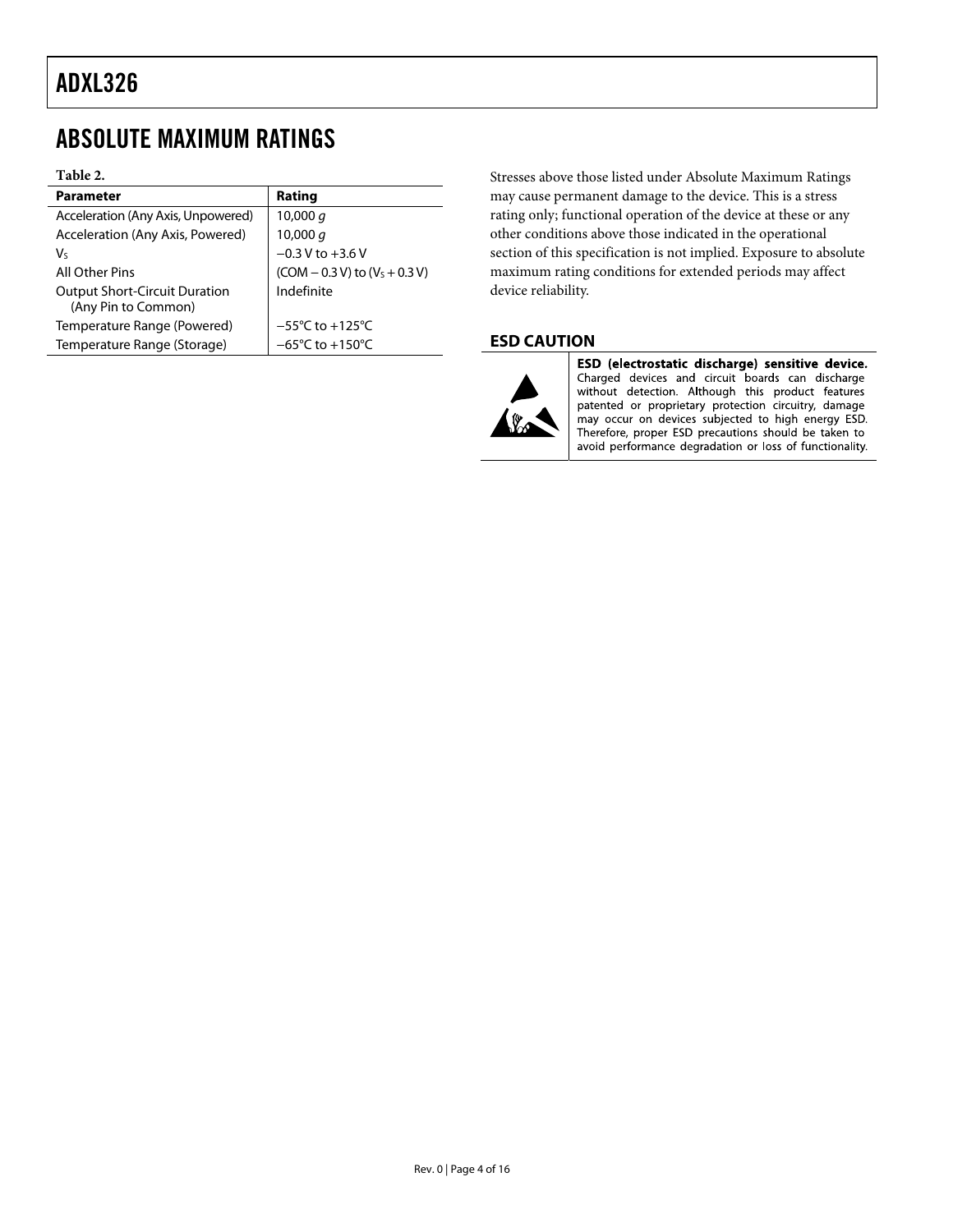## ABSOLUTE MAXIMUM RATINGS

**Table 2.**

| Parameter | Rating |
| --- | --- |
| Acceleration (Any Axis, Unpowered) | 10,000 *g* |
| Acceleration (Any Axis, Powered) | 10,000 *g* |
| $V_S$ | −0.3 V to +3.6 V |
| All Other Pins | (COM − 0.3 V) to ($V_S$ + 0.3 V) |
| Output Short-Circuit Duration (Any Pin to Common) | Indefinite |
| Temperature Range (Powered) | −55°C to +125°C |
| Temperature Range (Storage) | −65°C to +150°C |

Stresses above those listed under Absolute Maximum Ratings may cause permanent damage to the device. This is a stress rating only; functional operation of the device at these or any other conditions above those indicated in the operational section of this specification is not implied. Exposure to absolute maximum rating conditions for extended periods may affect device reliability.

### ESD CAUTION

**ESD (electrostatic discharge) sensitive device.** Charged devices and circuit boards can discharge without detection. Although this product features patented or proprietary protection circuitry, damage may occur on devices subjected to high energy ESD. Therefore, proper ESD precautions should be taken to avoid performance degradation or loss of functionality.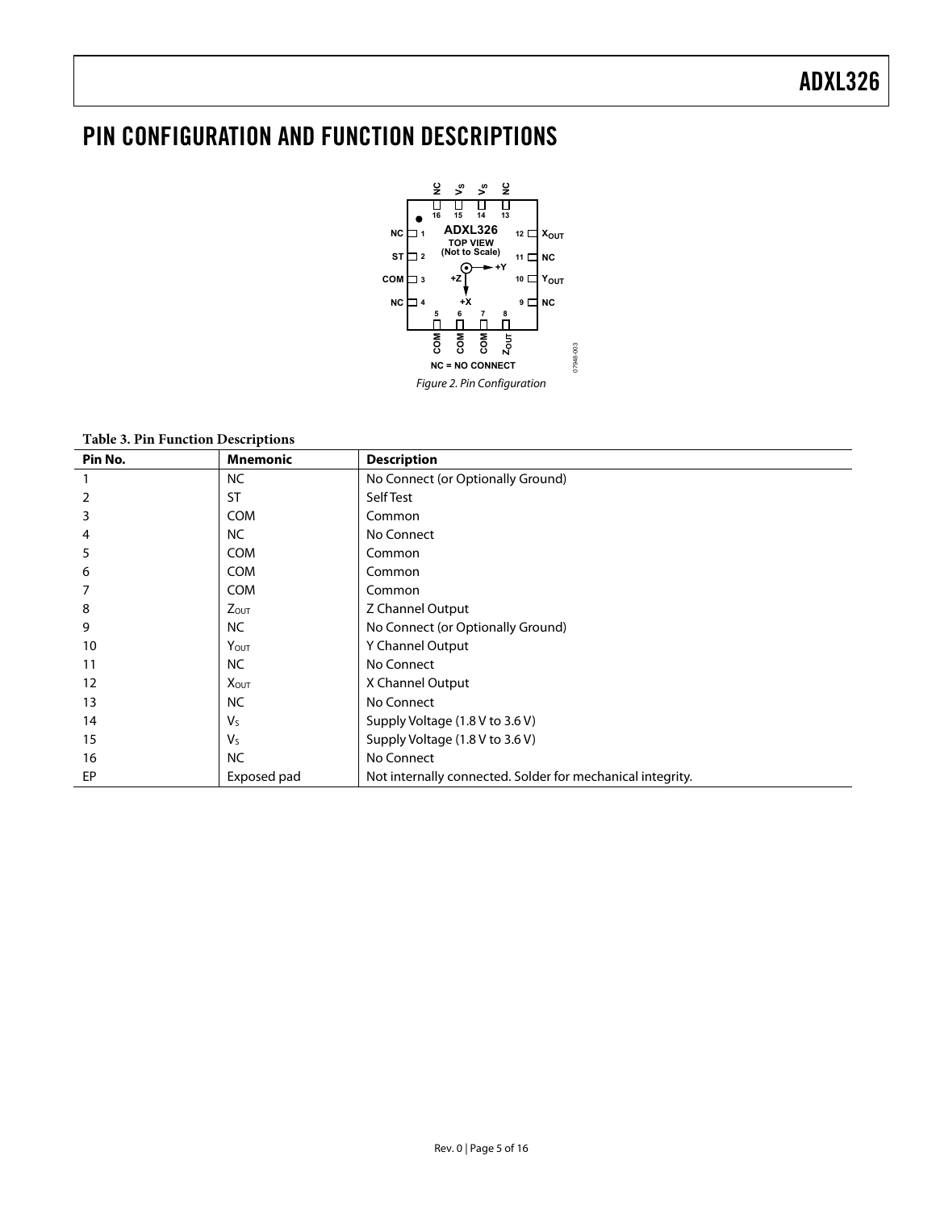# PIN CONFIGURATION AND FUNCTION DESCRIPTIONS

Figure 2. Pin Configuration

**Table 3. Pin Function Descriptions**

| Pin No. | Mnemonic | Description |
|---|---|---|
| 1 | NC | No Connect (or Optionally Ground) |
| 2 | ST | Self Test |
| 3 | COM | Common |
| 4 | NC | No Connect |
| 5 | COM | Common |
| 6 | COM | Common |
| 7 | COM | Common |
| 8 | $Z_{OUT}$ | Z Channel Output |
| 9 | NC | No Connect (or Optionally Ground) |
| 10 | $Y_{OUT}$ | Y Channel Output |
| 11 | NC | No Connect |
| 12 | $X_{OUT}$ | X Channel Output |
| 13 | NC | No Connect |
| 14 | $V_S$ | Supply Voltage (1.8 V to 3.6 V) |
| 15 | $V_S$ | Supply Voltage (1.8 V to 3.6 V) |
| 16 | NC | No Connect |
| EP | Exposed pad | Not internally connected. Solder for mechanical integrity. |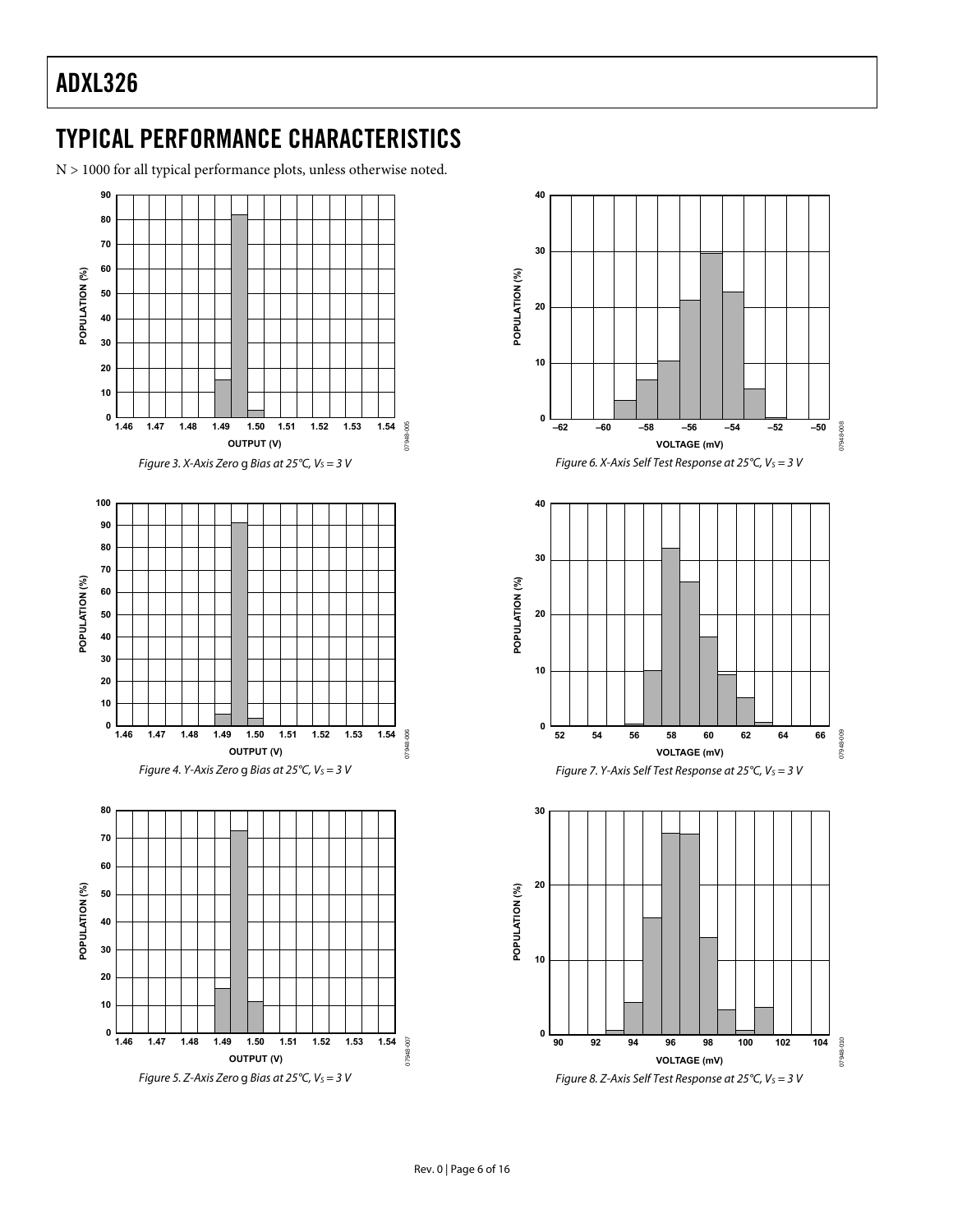## TYPICAL PERFORMANCE CHARACTERISTICS

N > 1000 for all typical performance plots, unless otherwise noted.

*Figure 3. X-Axis Zero g Bias at 25°C, $V_S$ = 3 V*

*Figure 4. Y-Axis Zero g Bias at 25°C, $V_S$ = 3 V*

*Figure 5. Z-Axis Zero g Bias at 25°C, $V_S$ = 3 V*

*Figure 6. X-Axis Self Test Response at 25°C, $V_S$ = 3 V*

*Figure 7. Y-Axis Self Test Response at 25°C, $V_S$ = 3 V*

*Figure 8. Z-Axis Self Test Response at 25°C, $V_S$ = 3 V*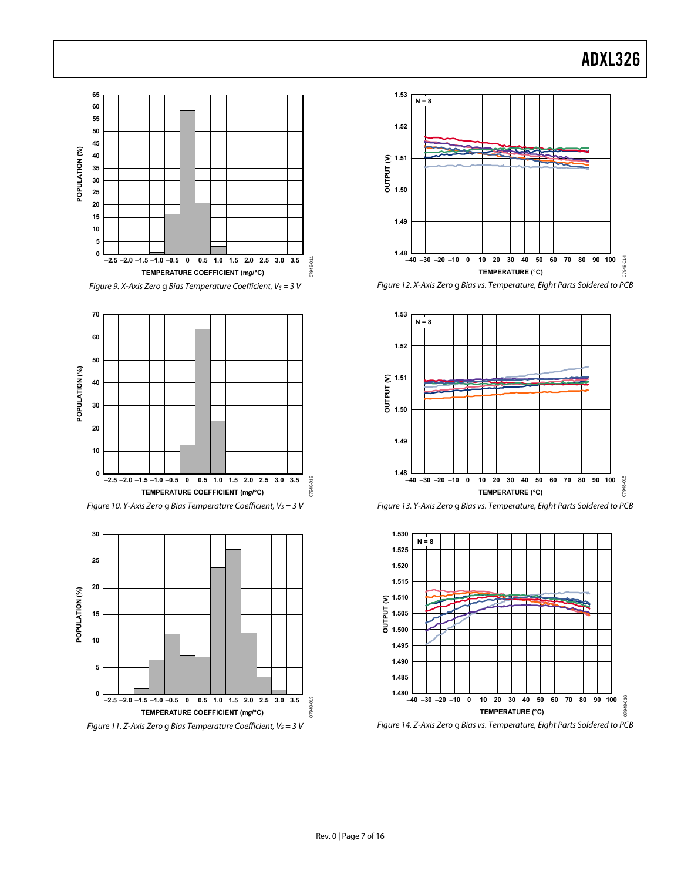Figure 9. X-Axis Zero g Bias Temperature Coefficient, $V_S$ = 3 V

Figure 10. Y-Axis Zero g Bias Temperature Coefficient, $V_S$ = 3 V

Figure 11. Z-Axis Zero g Bias Temperature Coefficient, $V_S$ = 3 V

Figure 12. X-Axis Zero g Bias vs. Temperature, Eight Parts Soldered to PCB

Figure 13. Y-Axis Zero g Bias vs. Temperature, Eight Parts Soldered to PCB

Figure 14. Z-Axis Zero g Bias vs. Temperature, Eight Parts Soldered to PCB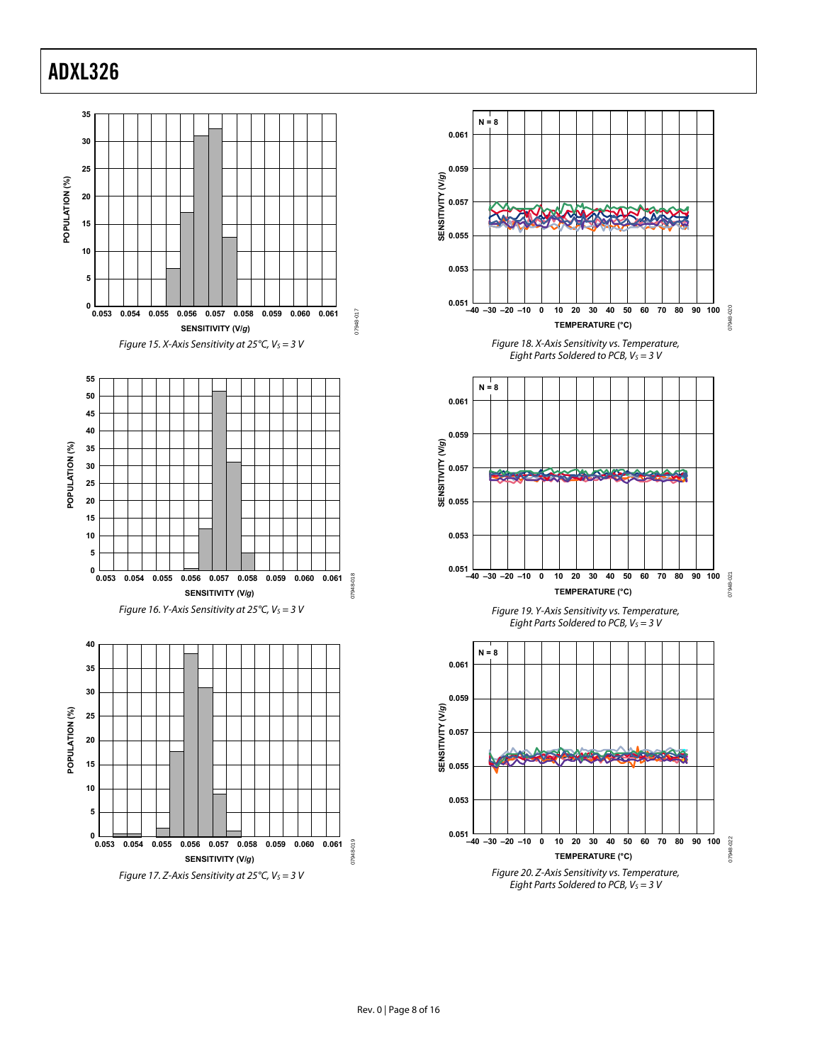Figure 15. X-Axis Sensitivity at 25°C, $V_S$ = 3 V

Figure 16. Y-Axis Sensitivity at 25°C, $V_S$ = 3 V

Figure 17. Z-Axis Sensitivity at 25°C, $V_S$ = 3 V

Figure 18. X-Axis Sensitivity vs. Temperature, Eight Parts Soldered to PCB, $V_S$ = 3 V

Figure 19. Y-Axis Sensitivity vs. Temperature, Eight Parts Soldered to PCB, $V_S$ = 3 V

Figure 20. Z-Axis Sensitivity vs. Temperature, Eight Parts Soldered to PCB, $V_S$ = 3 V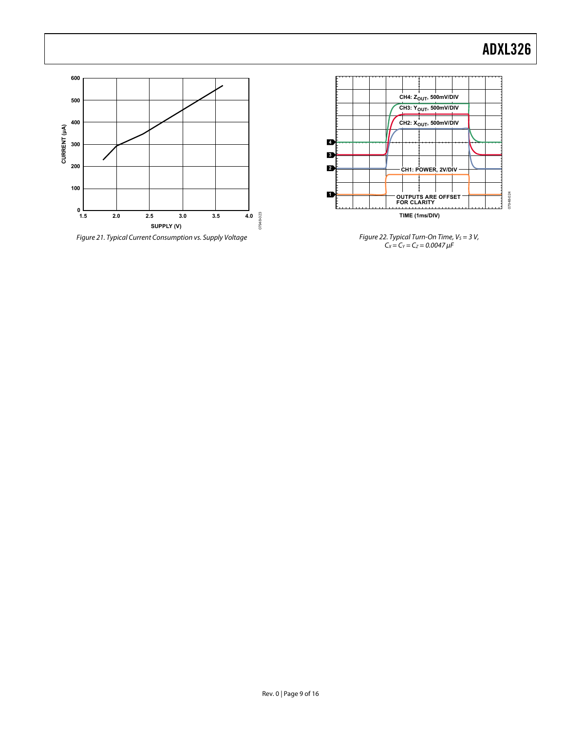Figure 21. Typical Current Consumption vs. Supply Voltage

Figure 22. Typical Turn-On Time, $V_S = 3$ V, $C_X = C_Y = C_Z = 0.0047$ µF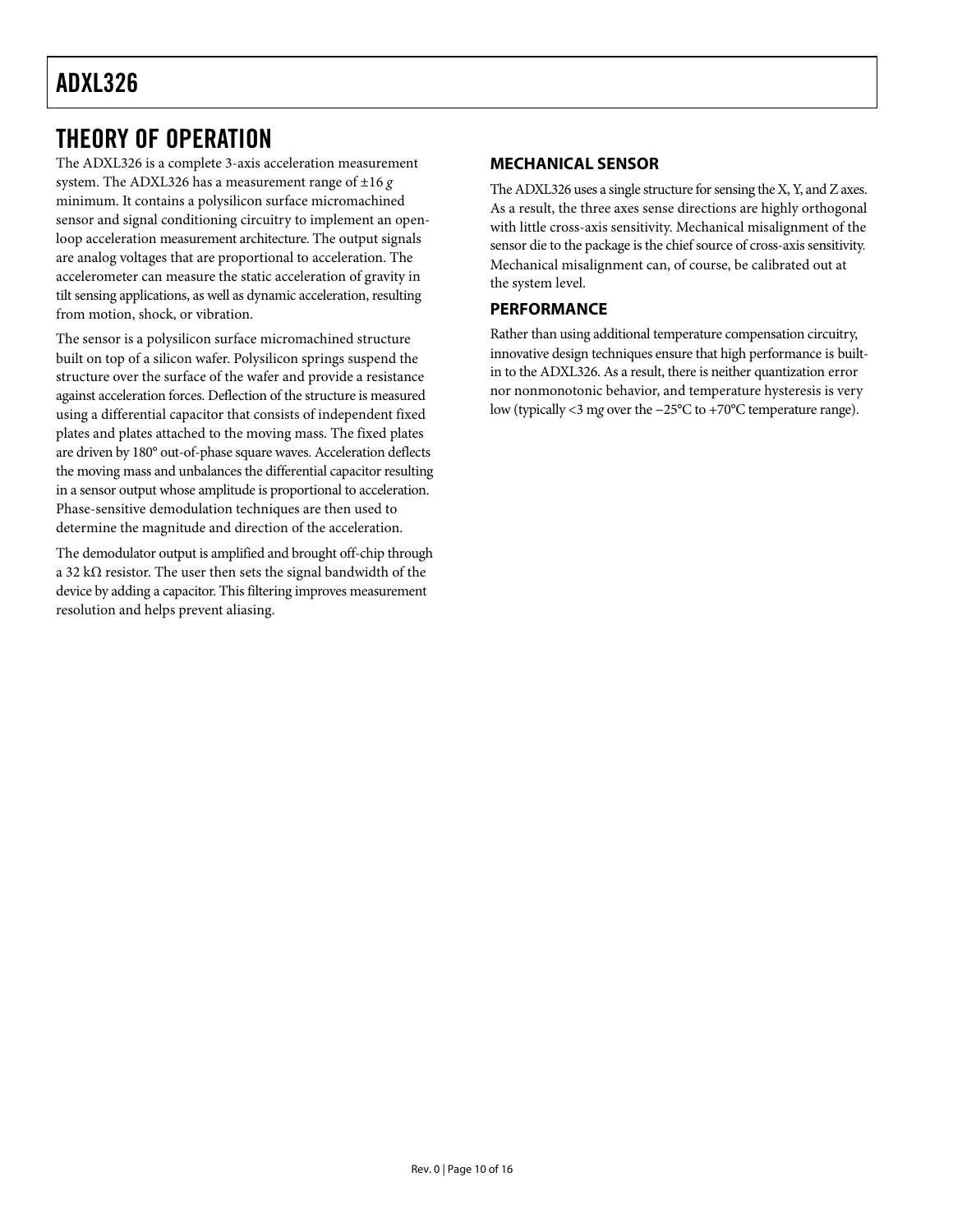# THEORY OF OPERATION

The ADXL326 is a complete 3-axis acceleration measurement system. The ADXL326 has a measurement range of ±16 *g* minimum. It contains a polysilicon surface micromachined sensor and signal conditioning circuitry to implement an open-loop acceleration measurement architecture. The output signals are analog voltages that are proportional to acceleration. The accelerometer can measure the static acceleration of gravity in tilt sensing applications, as well as dynamic acceleration, resulting from motion, shock, or vibration.

The sensor is a polysilicon surface micromachined structure built on top of a silicon wafer. Polysilicon springs suspend the structure over the surface of the wafer and provide a resistance against acceleration forces. Deflection of the structure is measured using a differential capacitor that consists of independent fixed plates and plates attached to the moving mass. The fixed plates are driven by 180° out-of-phase square waves. Acceleration deflects the moving mass and unbalances the differential capacitor resulting in a sensor output whose amplitude is proportional to acceleration. Phase-sensitive demodulation techniques are then used to determine the magnitude and direction of the acceleration.

The demodulator output is amplified and brought off-chip through a 32 kΩ resistor. The user then sets the signal bandwidth of the device by adding a capacitor. This filtering improves measurement resolution and helps prevent aliasing.

## MECHANICAL SENSOR

The ADXL326 uses a single structure for sensing the X, Y, and Z axes. As a result, the three axes sense directions are highly orthogonal with little cross-axis sensitivity. Mechanical misalignment of the sensor die to the package is the chief source of cross-axis sensitivity. Mechanical misalignment can, of course, be calibrated out at the system level.

## PERFORMANCE

Rather than using additional temperature compensation circuitry, innovative design techniques ensure that high performance is built-in to the ADXL326. As a result, there is neither quantization error nor nonmonotonic behavior, and temperature hysteresis is very low (typically <3 m*g* over the −25°C to +70°C temperature range).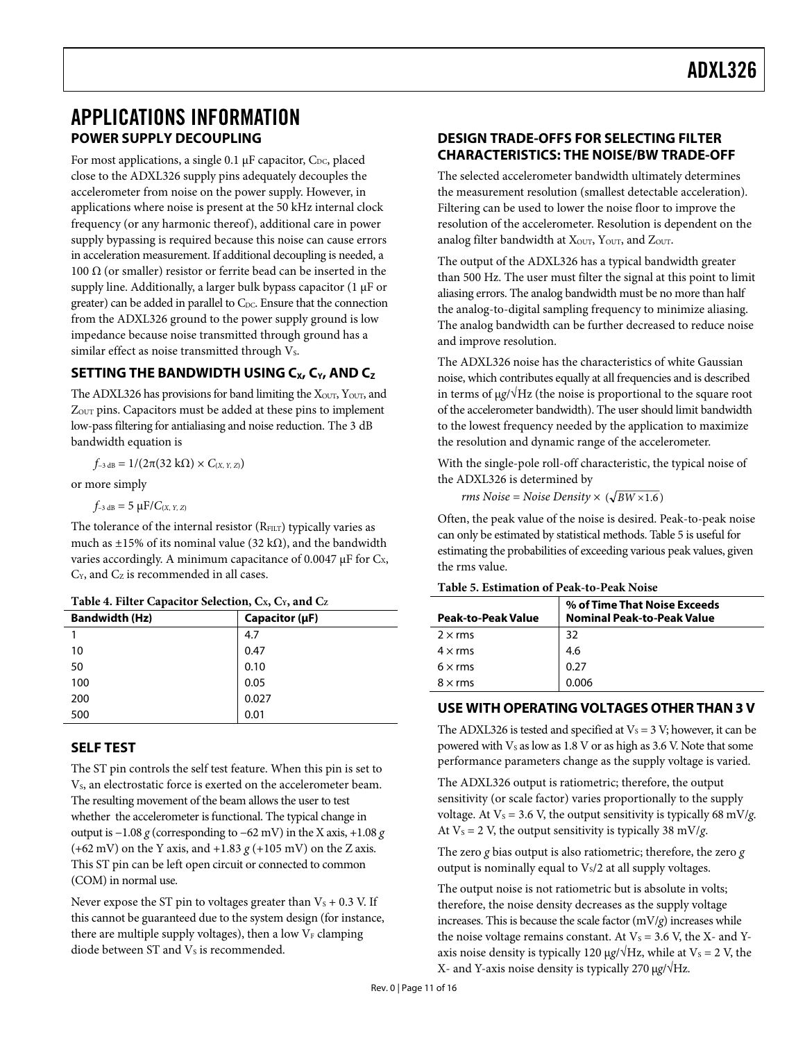# APPLICATIONS INFORMATION

## POWER SUPPLY DECOUPLING

For most applications, a single 0.1 μF capacitor, $C_{DC}$, placed close to the ADXL326 supply pins adequately decouples the accelerometer from noise on the power supply. However, in applications where noise is present at the 50 kHz internal clock frequency (or any harmonic thereof), additional care in power supply bypassing is required because this noise can cause errors in acceleration measurement. If additional decoupling is needed, a 100 Ω (or smaller) resistor or ferrite bead can be inserted in the supply line. Additionally, a larger bulk bypass capacitor (1 μF or greater) can be added in parallel to $C_{DC}$. Ensure that the connection from the ADXL326 ground to the power supply ground is low impedance because noise transmitted through ground has a similar effect as noise transmitted through $V_S$.

## SETTING THE BANDWIDTH USING $C_X$, $C_Y$, AND $C_Z$

The ADXL326 has provisions for band limiting the $X_{OUT}$, $Y_{OUT}$, and $Z_{OUT}$ pins. Capacitors must be added at these pins to implement low-pass filtering for antialiasing and noise reduction. The 3 dB bandwidth equation is

$$f_{-3\,dB} = 1/(2\pi(32\ k\Omega) \times C_{(X,\,Y,\,Z)})$$

or more simply

$$f_{-3\,dB} = 5\ \mu F/C_{(X,\,Y,\,Z)}$$

The tolerance of the internal resistor ($R_{FILT}$) typically varies as much as ±15% of its nominal value (32 kΩ), and the bandwidth varies accordingly. A minimum capacitance of 0.0047 μF for $C_X$, $C_Y$, and $C_Z$ is recommended in all cases.

**Table 4. Filter Capacitor Selection, $C_X$, $C_Y$, and $C_Z$**

| Bandwidth (Hz) | Capacitor (μF) |
|---|---|
| 1 | 4.7 |
| 10 | 0.47 |
| 50 | 0.10 |
| 100 | 0.05 |
| 200 | 0.027 |
| 500 | 0.01 |

## SELF TEST

The ST pin controls the self test feature. When this pin is set to $V_S$, an electrostatic force is exerted on the accelerometer beam. The resulting movement of the beam allows the user to test whether the accelerometer is functional. The typical change in output is −1.08 *g* (corresponding to −62 mV) in the X axis, +1.08 *g* (+62 mV) on the Y axis, and +1.83 *g* (+105 mV) on the Z axis. This ST pin can be left open circuit or connected to common (COM) in normal use.

Never expose the ST pin to voltages greater than $V_S$ + 0.3 V. If this cannot be guaranteed due to the system design (for instance, there are multiple supply voltages), then a low $V_F$ clamping diode between ST and $V_S$ is recommended.

## DESIGN TRADE-OFFS FOR SELECTING FILTER CHARACTERISTICS: THE NOISE/BW TRADE-OFF

The selected accelerometer bandwidth ultimately determines the measurement resolution (smallest detectable acceleration). Filtering can be used to lower the noise floor to improve the resolution of the accelerometer. Resolution is dependent on the analog filter bandwidth at $X_{OUT}$, $Y_{OUT}$, and $Z_{OUT}$.

The output of the ADXL326 has a typical bandwidth greater than 500 Hz. The user must filter the signal at this point to limit aliasing errors. The analog bandwidth must be no more than half the analog-to-digital sampling frequency to minimize aliasing. The analog bandwidth can be further decreased to reduce noise and improve resolution.

The ADXL326 noise has the characteristics of white Gaussian noise, which contributes equally at all frequencies and is described in terms of μ*g*/√Hz (the noise is proportional to the square root of the accelerometer bandwidth). The user should limit bandwidth to the lowest frequency needed by the application to maximize the resolution and dynamic range of the accelerometer.

With the single-pole roll-off characteristic, the typical noise of the ADXL326 is determined by

$$rms\ Noise = Noise\ Density \times (\sqrt{BW \times 1.6})$$

Often, the peak value of the noise is desired. Peak-to-peak noise can only be estimated by statistical methods. Table 5 is useful for estimating the probabilities of exceeding various peak values, given the rms value.

**Table 5. Estimation of Peak-to-Peak Noise**

| Peak-to-Peak Value | % of Time That Noise Exceeds Nominal Peak-to-Peak Value |
|---|---|
| 2 × rms | 32 |
| 4 × rms | 4.6 |
| 6 × rms | 0.27 |
| 8 × rms | 0.006 |

## USE WITH OPERATING VOLTAGES OTHER THAN 3 V

The ADXL326 is tested and specified at $V_S$ = 3 V; however, it can be powered with $V_S$ as low as 1.8 V or as high as 3.6 V. Note that some performance parameters change as the supply voltage is varied.

The ADXL326 output is ratiometric; therefore, the output sensitivity (or scale factor) varies proportionally to the supply voltage. At $V_S$ = 3.6 V, the output sensitivity is typically 68 mV/*g*. At $V_S$ = 2 V, the output sensitivity is typically 38 mV/*g*.

The zero *g* bias output is also ratiometric; therefore, the zero *g* output is nominally equal to $V_S/2$ at all supply voltages.

The output noise is not ratiometric but is absolute in volts; therefore, the noise density decreases as the supply voltage increases. This is because the scale factor (mV/*g*) increases while the noise voltage remains constant. At $V_S$ = 3.6 V, the X- and Y-axis noise density is typically 120 μ*g*/√Hz, while at $V_S$ = 2 V, the X- and Y-axis noise density is typically 270 μ*g*/√Hz.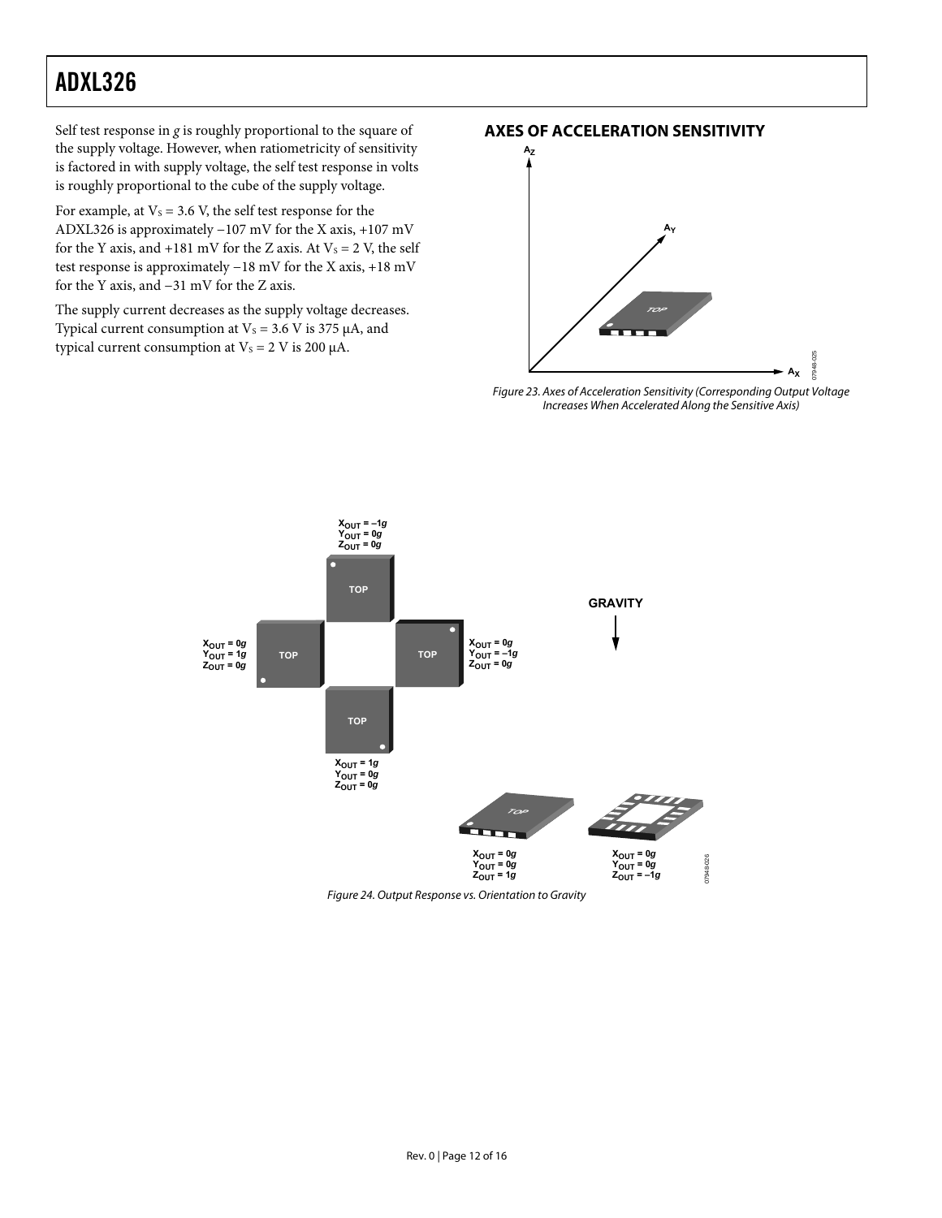Self test response in *g* is roughly proportional to the square of the supply voltage. However, when ratiometricity of sensitivity is factored in with supply voltage, the self test response in volts is roughly proportional to the cube of the supply voltage.

For example, at $V_S$ = 3.6 V, the self test response for the ADXL326 is approximately −107 mV for the X axis, +107 mV for the Y axis, and +181 mV for the Z axis. At $V_S$ = 2 V, the self test response is approximately −18 mV for the X axis, +18 mV for the Y axis, and −31 mV for the Z axis.

The supply current decreases as the supply voltage decreases. Typical current consumption at $V_S$ = 3.6 V is 375 μA, and typical current consumption at $V_S$ = 2 V is 200 μA.

## AXES OF ACCELERATION SENSITIVITY

*Figure 23. Axes of Acceleration Sensitivity (Corresponding Output Voltage Increases When Accelerated Along the Sensitive Axis)*

*Figure 24. Output Response vs. Orientation to Gravity*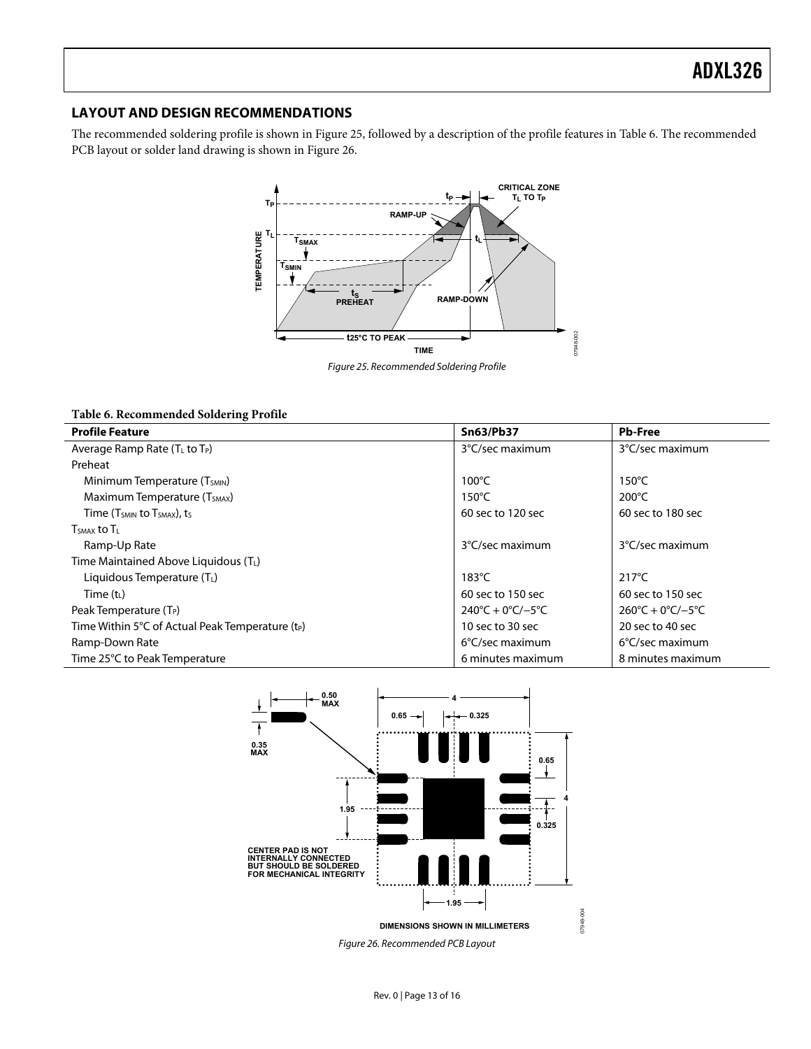## LAYOUT AND DESIGN RECOMMENDATIONS

The recommended soldering profile is shown in Figure 25, followed by a description of the profile features in Table 6. The recommended PCB layout or solder land drawing is shown in Figure 26.

*Figure 25. Recommended Soldering Profile*

**Table 6. Recommended Soldering Profile**

| Profile Feature | Sn63/Pb37 | Pb-Free |
|---|---|---|
| Average Ramp Rate ($T_L$ to $T_P$) | 3°C/sec maximum | 3°C/sec maximum |
| Preheat | | |
| Minimum Temperature ($T_{SMIN}$) | 100°C | 150°C |
| Maximum Temperature ($T_{SMAX}$) | 150°C | 200°C |
| Time ($T_{SMIN}$ to $T_{SMAX}$), $t_S$ | 60 sec to 120 sec | 60 sec to 180 sec |
| $T_{SMAX}$ to $T_L$ | | |
| Ramp-Up Rate | 3°C/sec maximum | 3°C/sec maximum |
| Time Maintained Above Liquidous ($T_L$) | | |
| Liquidous Temperature ($T_L$) | 183°C | 217°C |
| Time ($t_L$) | 60 sec to 150 sec | 60 sec to 150 sec |
| Peak Temperature ($T_P$) | 240°C + 0°C/−5°C | 260°C + 0°C/−5°C |
| Time Within 5°C of Actual Peak Temperature ($t_P$) | 10 sec to 30 sec | 20 sec to 40 sec |
| Ramp-Down Rate | 6°C/sec maximum | 6°C/sec maximum |
| Time 25°C to Peak Temperature | 6 minutes maximum | 8 minutes maximum |

*Figure 26. Recommended PCB Layout*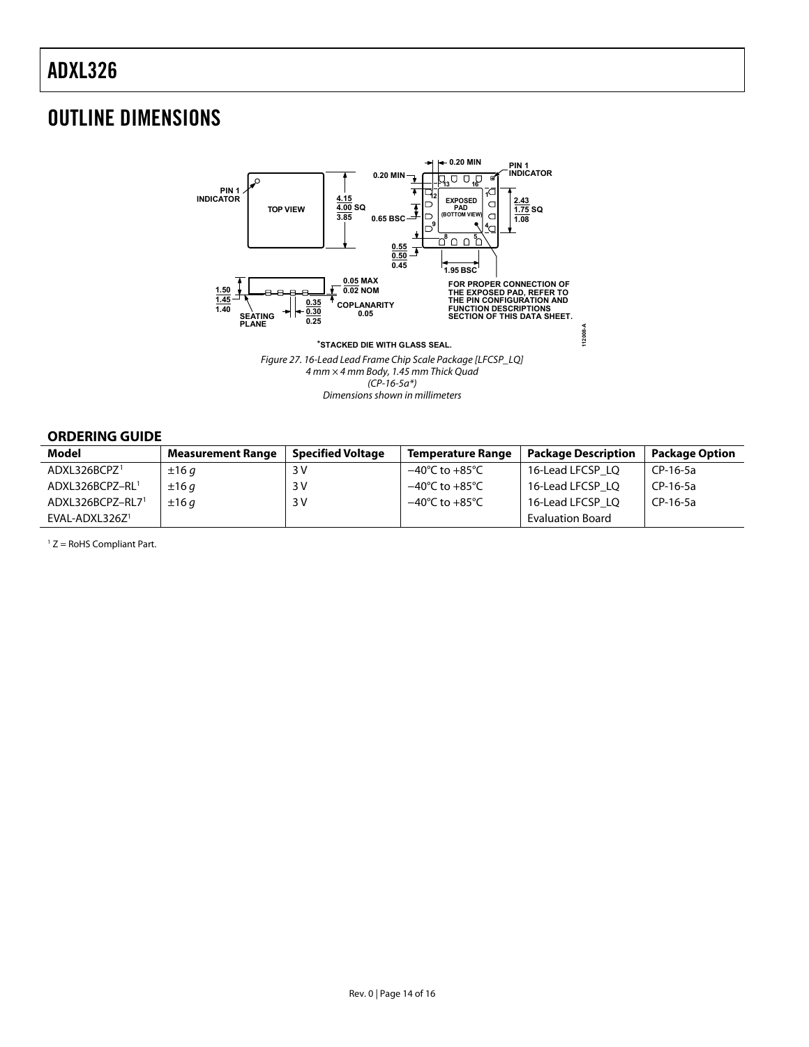## OUTLINE DIMENSIONS

*STACKED DIE WITH GLASS SEAL.

*Figure 27. 16-Lead Lead Frame Chip Scale Package [LFCSP_LQ]*
*4 mm × 4 mm Body, 1.45 mm Thick Quad*
*(CP-16-5a*)*
*Dimensions shown in millimeters*

### ORDERING GUIDE

| Model | Measurement Range | Specified Voltage | Temperature Range | Package Description | Package Option |
|---|---|---|---|---|---|
| ADXL326BCPZ[1] | ±16 *g* | 3 V | −40°C to +85°C | 16-Lead LFCSP_LQ | CP-16-5a |
| ADXL326BCPZ–RL[1] | ±16 *g* | 3 V | −40°C to +85°C | 16-Lead LFCSP_LQ | CP-16-5a |
| ADXL326BCPZ–RL7[1] | ±16 *g* | 3 V | −40°C to +85°C | 16-Lead LFCSP_LQ | CP-16-5a |
| EVAL-ADXL326Z[1] | | | | Evaluation Board | |

[1] Z = RoHS Compliant Part.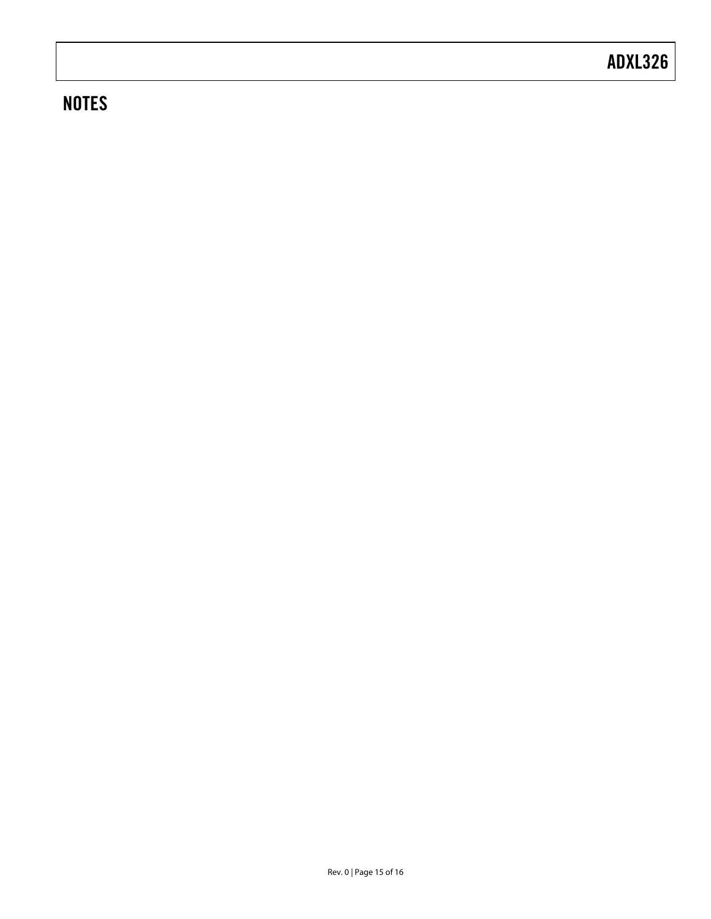## NOTES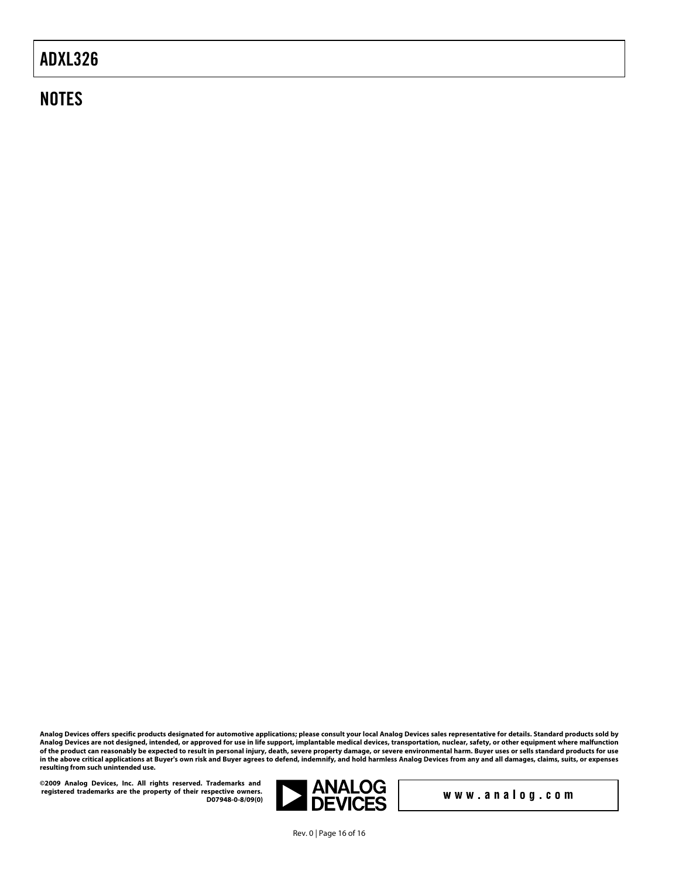## NOTES

**Analog Devices offers specific products designated for automotive applications; please consult your local Analog Devices sales representative for details. Standard products sold by Analog Devices are not designed, intended, or approved for use in life support, implantable medical devices, transportation, nuclear, safety, or other equipment where malfunction of the product can reasonably be expected to result in personal injury, death, severe property damage, or severe environmental harm. Buyer uses or sells standard products for use in the above critical applications at Buyer's own risk and Buyer agrees to defend, indemnify, and hold harmless Analog Devices from any and all damages, claims, suits, or expenses resulting from such unintended use.**

**©2009 Analog Devices, Inc. All rights reserved. Trademarks and registered trademarks are the property of their respective owners. D07948-0-8/09(0)**

ANALOG DEVICES

www.analog.com